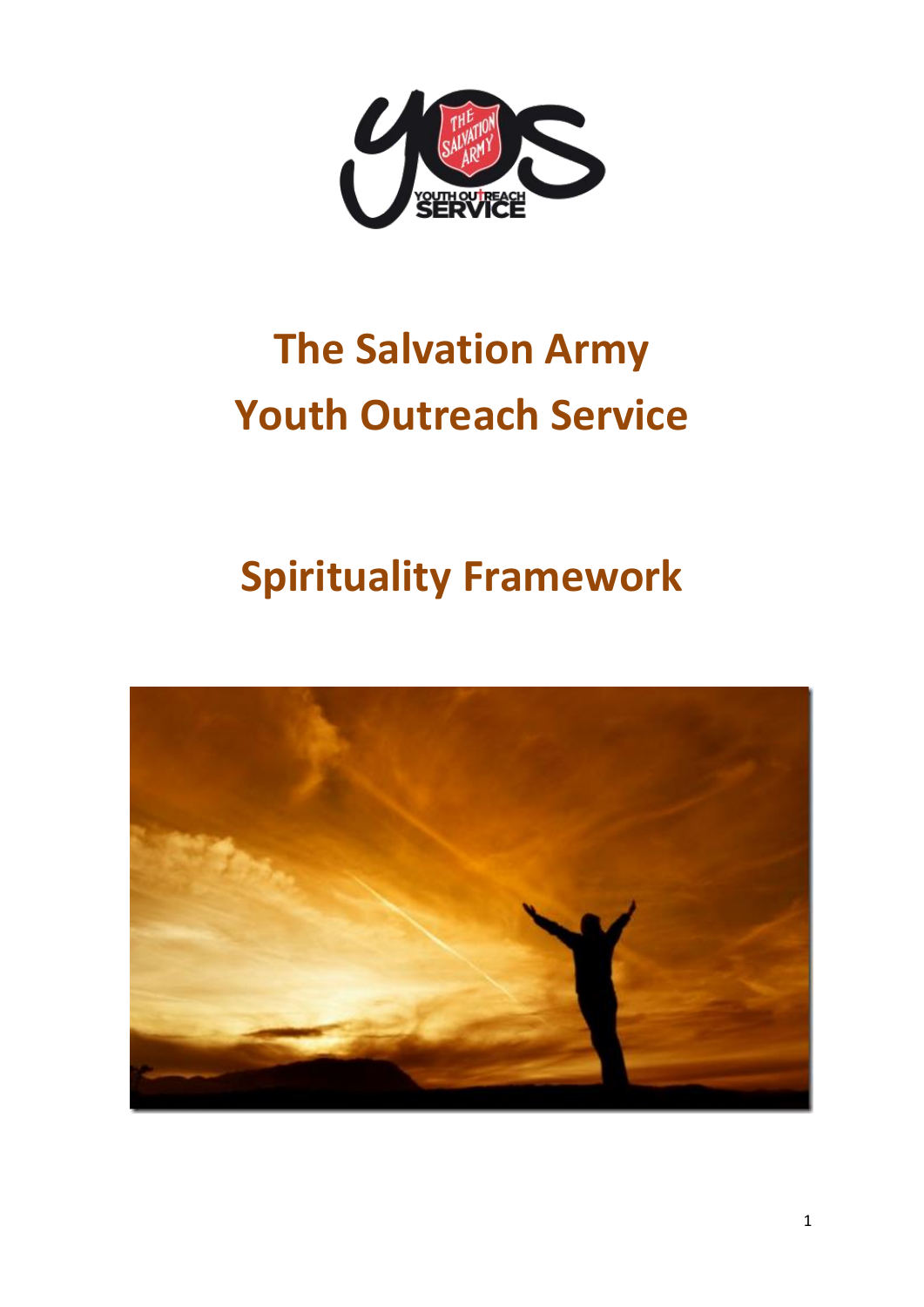# The Salvation Army Youth Outreach Service

# Spirituality Framework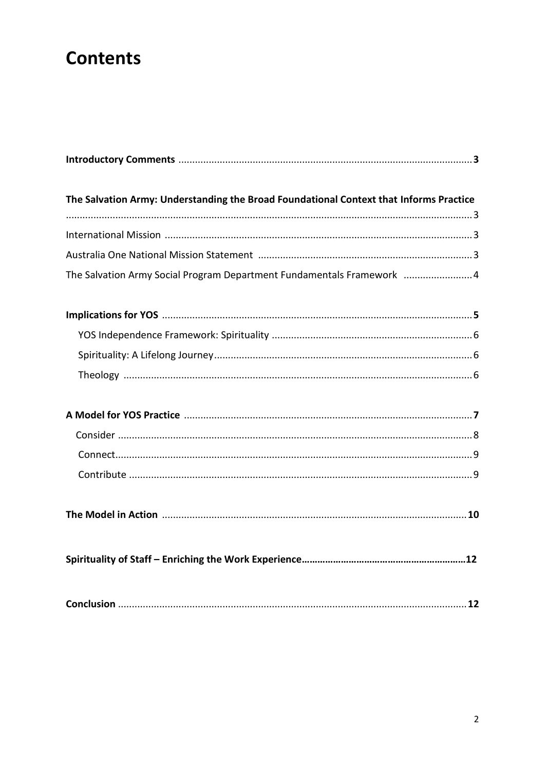# Contents

**Introductory Comments** .......... **3**

**The Salvation Army: Understanding the Broad Foundational Context that Informs Practice** .......... 3

International Mission .......... 3

Australia One National Mission Statement .......... 3

The Salvation Army Social Program Department Fundamentals Framework .......... 4

**Implications for YOS** .......... **5**

- YOS Independence Framework: Spirituality .......... 6
- Spirituality: A Lifelong Journey .......... 6
- Theology .......... 6

**A Model for YOS Practice** .......... **7**

- Consider .......... 8
- Connect .......... 9
- Contribute .......... 9

**The Model in Action** .......... **10**

**Spirituality of Staff – Enriching the Work Experience** .......... **12**

**Conclusion** .......... **12**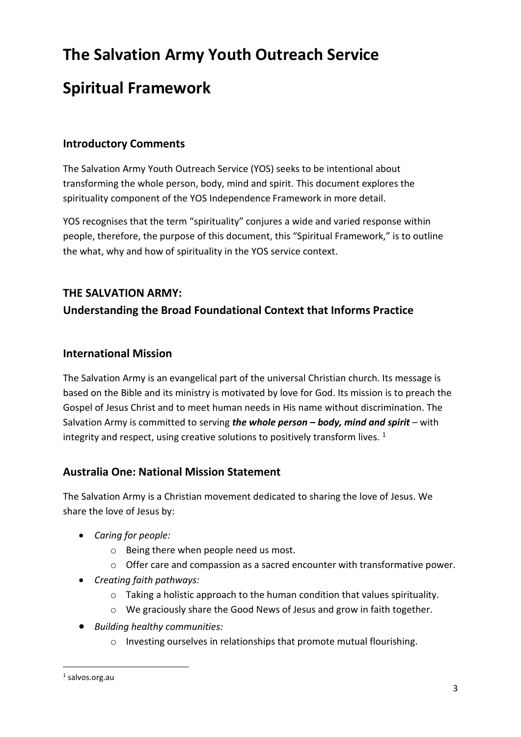# The Salvation Army Youth Outreach Service

# Spiritual Framework

## Introductory Comments

The Salvation Army Youth Outreach Service (YOS) seeks to be intentional about transforming the whole person, body, mind and spirit. This document explores the spirituality component of the YOS Independence Framework in more detail.

YOS recognises that the term "spirituality" conjures a wide and varied response within people, therefore, the purpose of this document, this "Spiritual Framework," is to outline the what, why and how of spirituality in the YOS service context.

## THE SALVATION ARMY: Understanding the Broad Foundational Context that Informs Practice

## International Mission

The Salvation Army is an evangelical part of the universal Christian church. Its message is based on the Bible and its ministry is motivated by love for God. Its mission is to preach the Gospel of Jesus Christ and to meet human needs in His name without discrimination. The Salvation Army is committed to serving ***the whole person – body, mind and spirit*** – with integrity and respect, using creative solutions to positively transform lives. [1]

## Australia One: National Mission Statement

The Salvation Army is a Christian movement dedicated to sharing the love of Jesus. We share the love of Jesus by:

- *Caring for people:*
  - Being there when people need us most.
  - Offer care and compassion as a sacred encounter with transformative power.
- *Creating faith pathways:*
  - Taking a holistic approach to the human condition that values spirituality.
  - We graciously share the Good News of Jesus and grow in faith together.
- *Building healthy communities:*
  - Investing ourselves in relationships that promote mutual flourishing.

[1] salvos.org.au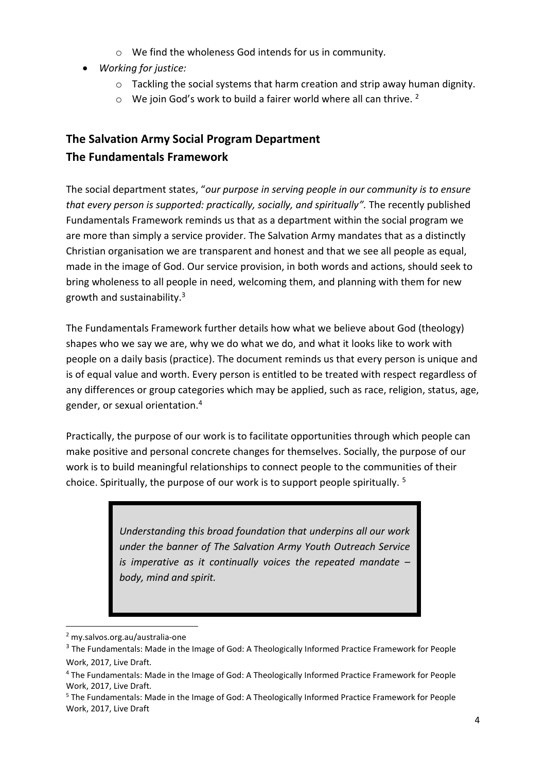- We find the wholeness God intends for us in community.
- *Working for justice:*
  - Tackling the social systems that harm creation and strip away human dignity.
  - We join God's work to build a fairer world where all can thrive. [2]

## The Salvation Army Social Program Department
## The Fundamentals Framework

The social department states, "*our purpose in serving people in our community is to ensure that every person is supported: practically, socially, and spiritually".* The recently published Fundamentals Framework reminds us that as a department within the social program we are more than simply a service provider. The Salvation Army mandates that as a distinctly Christian organisation we are transparent and honest and that we see all people as equal, made in the image of God. Our service provision, in both words and actions, should seek to bring wholeness to all people in need, welcoming them, and planning with them for new growth and sustainability.[3]

The Fundamentals Framework further details how what we believe about God (theology) shapes who we say we are, why we do what we do, and what it looks like to work with people on a daily basis (practice). The document reminds us that every person is unique and is of equal value and worth. Every person is entitled to be treated with respect regardless of any differences or group categories which may be applied, such as race, religion, status, age, gender, or sexual orientation.[4]

Practically, the purpose of our work is to facilitate opportunities through which people can make positive and personal concrete changes for themselves. Socially, the purpose of our work is to build meaningful relationships to connect people to the communities of their choice. Spiritually, the purpose of our work is to support people spiritually. [5]

> *Understanding this broad foundation that underpins all our work under the banner of The Salvation Army Youth Outreach Service is imperative as it continually voices the repeated mandate – body, mind and spirit.*

---

[2] my.salvos.org.au/australia-one

[3] The Fundamentals: Made in the Image of God: A Theologically Informed Practice Framework for People Work, 2017, Live Draft.

[4] The Fundamentals: Made in the Image of God: A Theologically Informed Practice Framework for People Work, 2017, Live Draft.

[5] The Fundamentals: Made in the Image of God: A Theologically Informed Practice Framework for People Work, 2017, Live Draft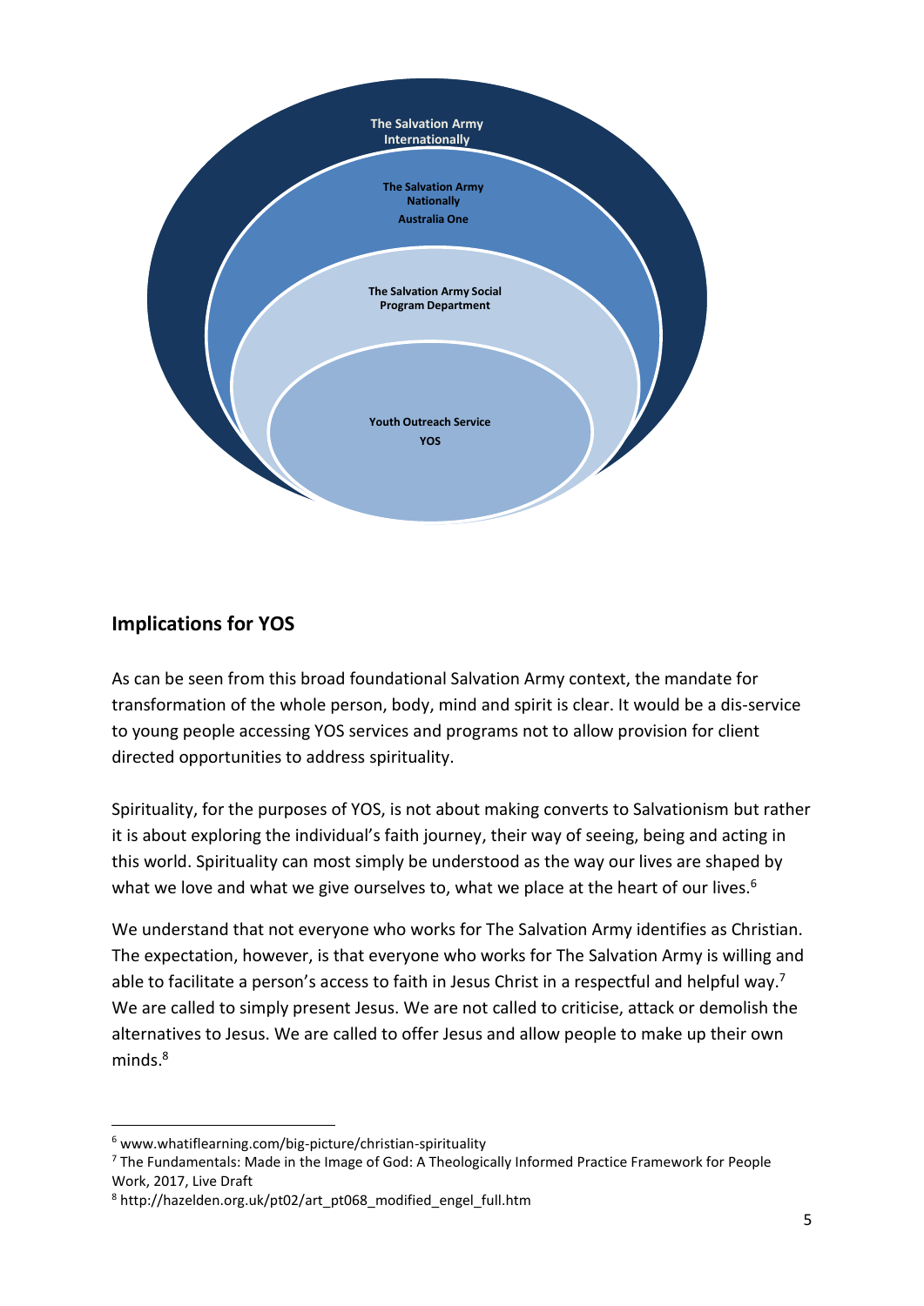The Salvation Army Internationally

The Salvation Army Nationally

Australia One

The Salvation Army Social Program Department

Youth Outreach Service

YOS

## Implications for YOS

As can be seen from this broad foundational Salvation Army context, the mandate for transformation of the whole person, body, mind and spirit is clear. It would be a dis-service to young people accessing YOS services and programs not to allow provision for client directed opportunities to address spirituality.

Spirituality, for the purposes of YOS, is not about making converts to Salvationism but rather it is about exploring the individual's faith journey, their way of seeing, being and acting in this world. Spirituality can most simply be understood as the way our lives are shaped by what we love and what we give ourselves to, what we place at the heart of our lives.[6]

We understand that not everyone who works for The Salvation Army identifies as Christian. The expectation, however, is that everyone who works for The Salvation Army is willing and able to facilitate a person's access to faith in Jesus Christ in a respectful and helpful way.[7] We are called to simply present Jesus. We are not called to criticise, attack or demolish the alternatives to Jesus. We are called to offer Jesus and allow people to make up their own minds.[8]

---

[6] www.whatiflearning.com/big-picture/christian-spirituality

[7] The Fundamentals: Made in the Image of God: A Theologically Informed Practice Framework for People Work, 2017, Live Draft

[8] http://hazelden.org.uk/pt02/art_pt068_modified_engel_full.htm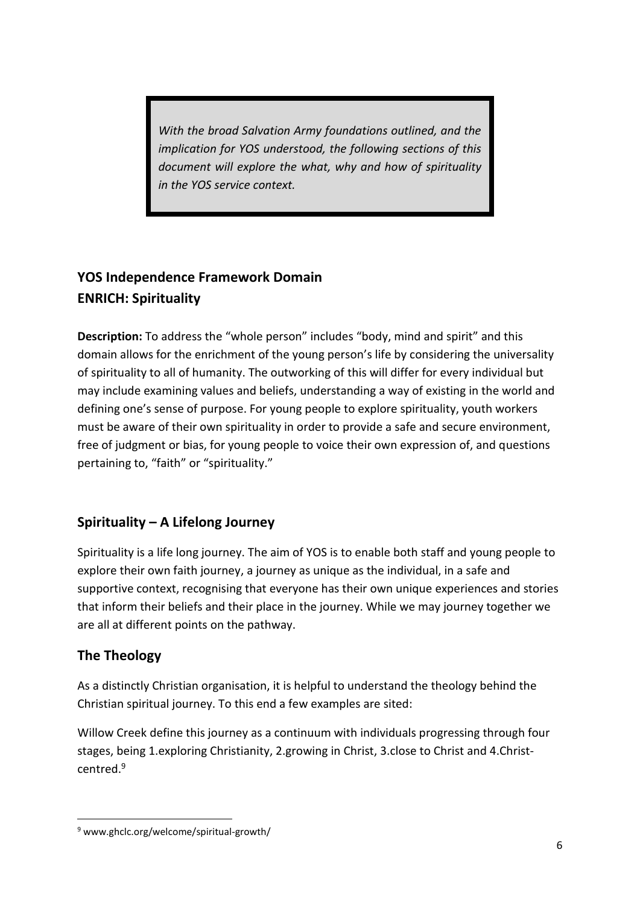*With the broad Salvation Army foundations outlined, and the implication for YOS understood, the following sections of this document will explore the what, why and how of spirituality in the YOS service context.*

## YOS Independence Framework Domain
## ENRICH: Spirituality

**Description:** To address the "whole person" includes "body, mind and spirit" and this domain allows for the enrichment of the young person's life by considering the universality of spirituality to all of humanity. The outworking of this will differ for every individual but may include examining values and beliefs, understanding a way of existing in the world and defining one's sense of purpose. For young people to explore spirituality, youth workers must be aware of their own spirituality in order to provide a safe and secure environment, free of judgment or bias, for young people to voice their own expression of, and questions pertaining to, "faith" or "spirituality."

## Spirituality – A Lifelong Journey

Spirituality is a life long journey. The aim of YOS is to enable both staff and young people to explore their own faith journey, a journey as unique as the individual, in a safe and supportive context, recognising that everyone has their own unique experiences and stories that inform their beliefs and their place in the journey. While we may journey together we are all at different points on the pathway.

## The Theology

As a distinctly Christian organisation, it is helpful to understand the theology behind the Christian spiritual journey. To this end a few examples are sited:

Willow Creek define this journey as a continuum with individuals progressing through four stages, being 1.exploring Christianity, 2.growing in Christ, 3.close to Christ and 4.Christ-centred.[9]

[9] www.ghclc.org/welcome/spiritual-growth/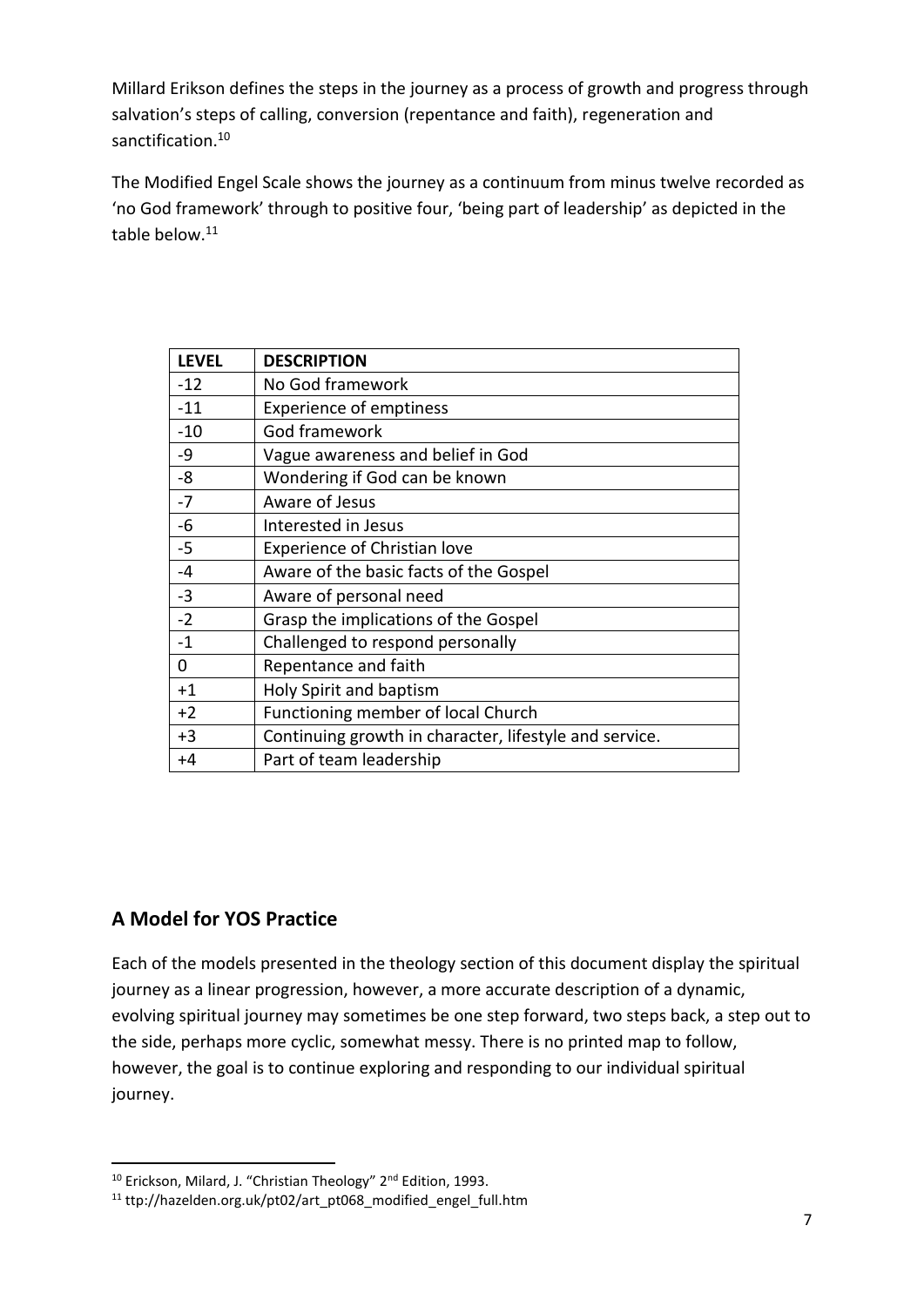Millard Erikson defines the steps in the journey as a process of growth and progress through salvation's steps of calling, conversion (repentance and faith), regeneration and sanctification.[10]

The Modified Engel Scale shows the journey as a continuum from minus twelve recorded as 'no God framework' through to positive four, 'being part of leadership' as depicted in the table below.[11]

| LEVEL | DESCRIPTION |
| --- | --- |
| -12 | No God framework |
| -11 | Experience of emptiness |
| -10 | God framework |
| -9 | Vague awareness and belief in God |
| -8 | Wondering if God can be known |
| -7 | Aware of Jesus |
| -6 | Interested in Jesus |
| -5 | Experience of Christian love |
| -4 | Aware of the basic facts of the Gospel |
| -3 | Aware of personal need |
| -2 | Grasp the implications of the Gospel |
| -1 | Challenged to respond personally |
| 0 | Repentance and faith |
| +1 | Holy Spirit and baptism |
| +2 | Functioning member of local Church |
| +3 | Continuing growth in character, lifestyle and service. |
| +4 | Part of team leadership |

## A Model for YOS Practice

Each of the models presented in the theology section of this document display the spiritual journey as a linear progression, however, a more accurate description of a dynamic, evolving spiritual journey may sometimes be one step forward, two steps back, a step out to the side, perhaps more cyclic, somewhat messy. There is no printed map to follow, however, the goal is to continue exploring and responding to our individual spiritual journey.

---

[10] Erickson, Milard, J. "Christian Theology" 2nd Edition, 1993.

[11] ttp://hazelden.org.uk/pt02/art_pt068_modified_engel_full.htm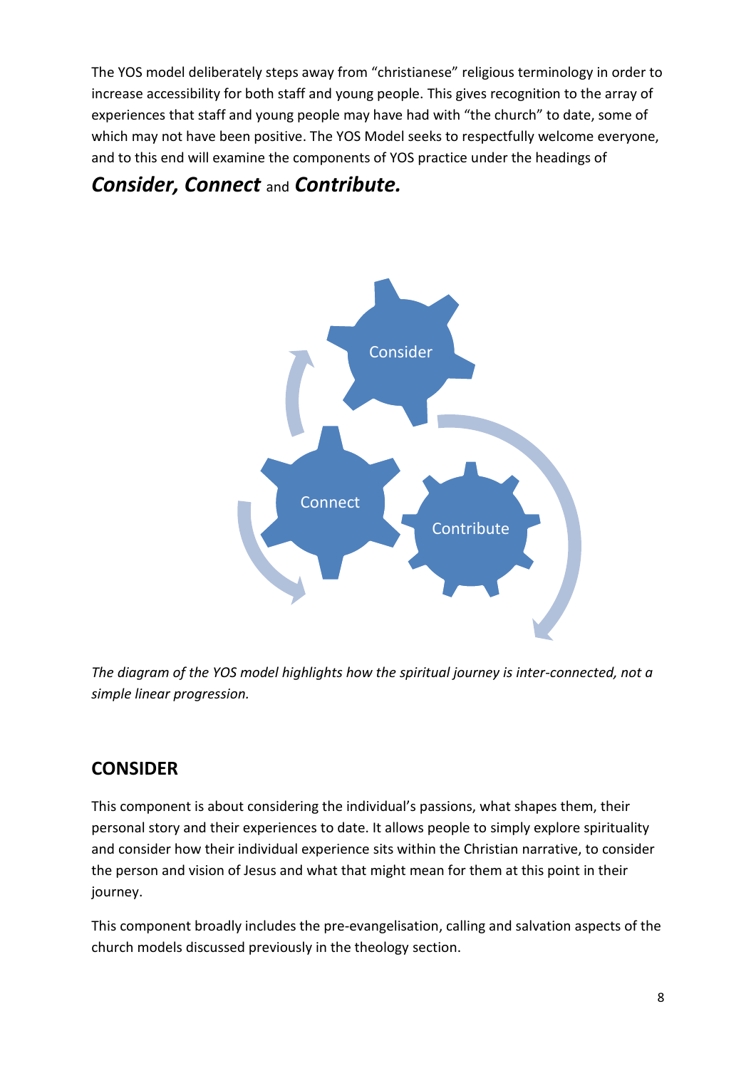The YOS model deliberately steps away from "christianese" religious terminology in order to increase accessibility for both staff and young people. This gives recognition to the array of experiences that staff and young people may have had with "the church" to date, some of which may not have been positive. The YOS Model seeks to respectfully welcome everyone, and to this end will examine the components of YOS practice under the headings of

***Consider, Connect*** and ***Contribute.***

Consider

Connect

Contribute

*The diagram of the YOS model highlights how the spiritual journey is inter-connected, not a simple linear progression.*

## CONSIDER

This component is about considering the individual's passions, what shapes them, their personal story and their experiences to date. It allows people to simply explore spirituality and consider how their individual experience sits within the Christian narrative, to consider the person and vision of Jesus and what that might mean for them at this point in their journey.

This component broadly includes the pre-evangelisation, calling and salvation aspects of the church models discussed previously in the theology section.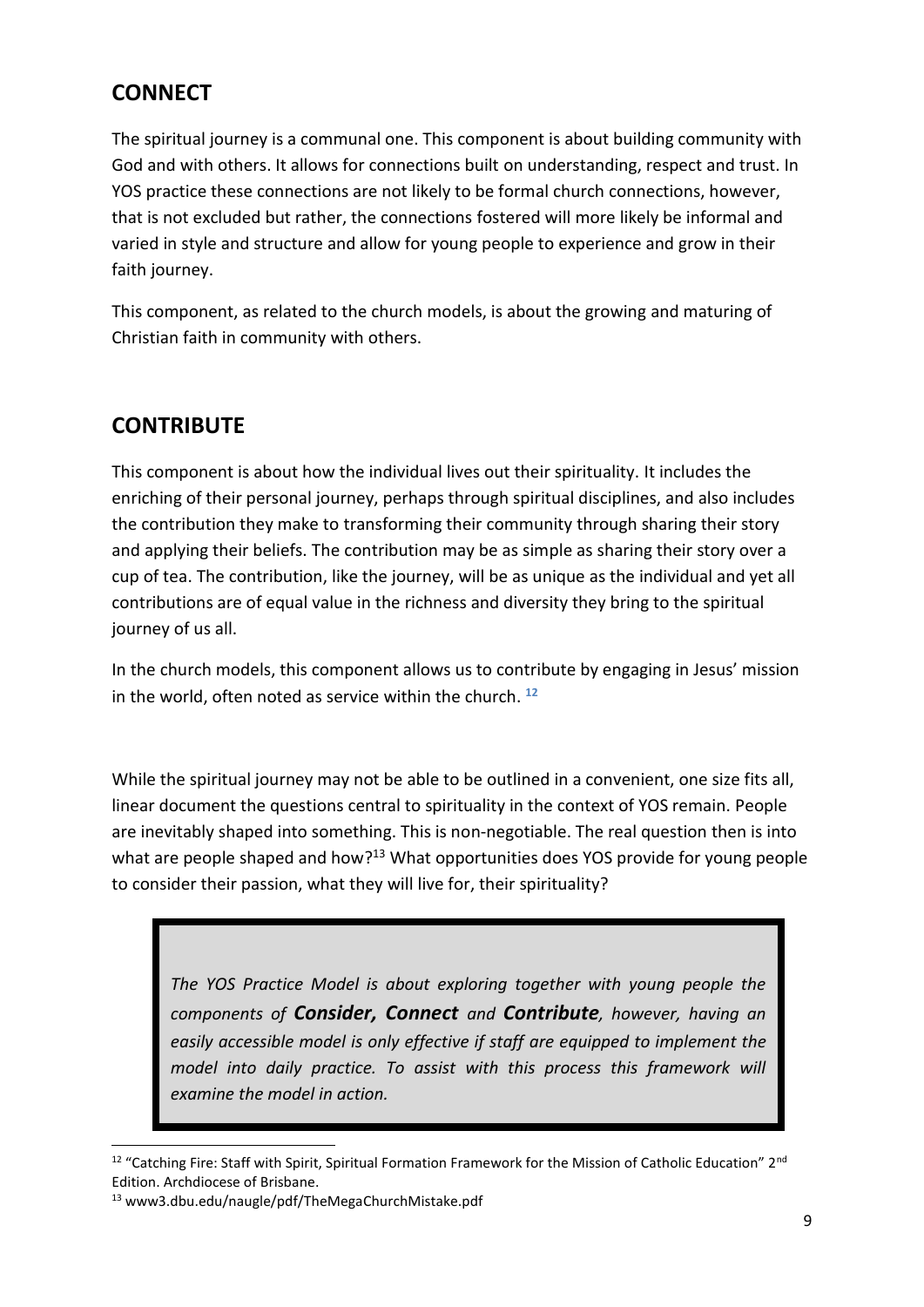## CONNECT

The spiritual journey is a communal one. This component is about building community with God and with others. It allows for connections built on understanding, respect and trust. In YOS practice these connections are not likely to be formal church connections, however, that is not excluded but rather, the connections fostered will more likely be informal and varied in style and structure and allow for young people to experience and grow in their faith journey.

This component, as related to the church models, is about the growing and maturing of Christian faith in community with others.

## CONTRIBUTE

This component is about how the individual lives out their spirituality. It includes the enriching of their personal journey, perhaps through spiritual disciplines, and also includes the contribution they make to transforming their community through sharing their story and applying their beliefs. The contribution may be as simple as sharing their story over a cup of tea. The contribution, like the journey, will be as unique as the individual and yet all contributions are of equal value in the richness and diversity they bring to the spiritual journey of us all.

In the church models, this component allows us to contribute by engaging in Jesus' mission in the world, often noted as service within the church. [12]

While the spiritual journey may not be able to be outlined in a convenient, one size fits all, linear document the questions central to spirituality in the context of YOS remain. People are inevitably shaped into something. This is non-negotiable. The real question then is into what are people shaped and how?[13] What opportunities does YOS provide for young people to consider their passion, what they will live for, their spirituality?

> *The YOS Practice Model is about exploring together with young people the components of* ***Consider, Connect*** *and* ***Contribute****, however, having an easily accessible model is only effective if staff are equipped to implement the model into daily practice. To assist with this process this framework will examine the model in action.*

---

[12] "Catching Fire: Staff with Spirit, Spiritual Formation Framework for the Mission of Catholic Education" 2nd Edition. Archdiocese of Brisbane.

[13] www3.dbu.edu/naugle/pdf/TheMegaChurchMistake.pdf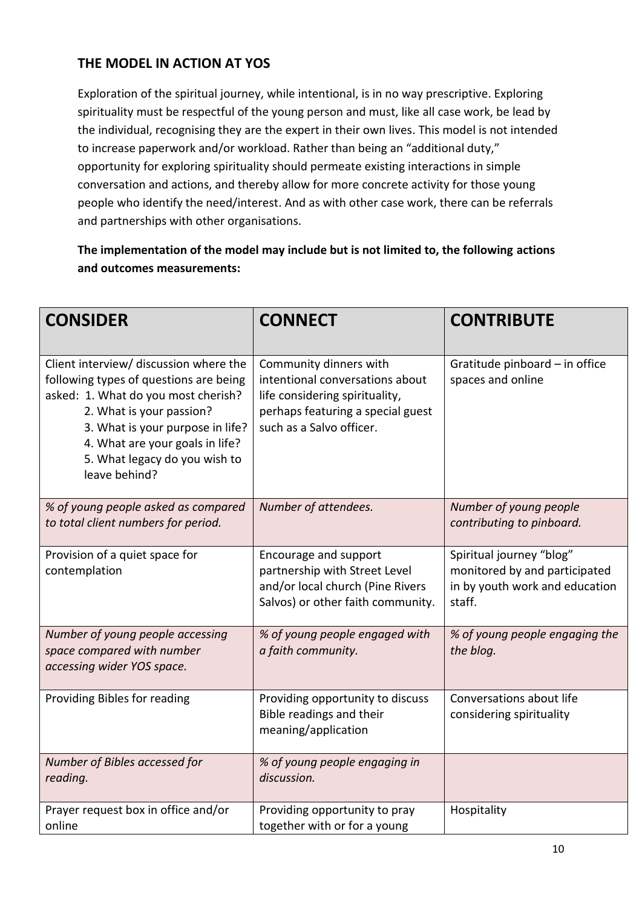## THE MODEL IN ACTION AT YOS

Exploration of the spiritual journey, while intentional, is in no way prescriptive. Exploring spirituality must be respectful of the young person and must, like all case work, be lead by the individual, recognising they are the expert in their own lives. This model is not intended to increase paperwork and/or workload. Rather than being an "additional duty," opportunity for exploring spirituality should permeate existing interactions in simple conversation and actions, and thereby allow for more concrete activity for those young people who identify the need/interest. And as with other case work, there can be referrals and partnerships with other organisations.

**The implementation of the model may include but is not limited to, the following actions and outcomes measurements:**

| CONSIDER | CONNECT | CONTRIBUTE |
|---|---|---|
| Client interview/ discussion where the following types of questions are being asked: 1. What do you most cherish? 2. What is your passion? 3. What is your purpose in life? 4. What are your goals in life? 5. What legacy do you wish to leave behind? | Community dinners with intentional conversations about life considering spirituality, perhaps featuring a special guest such as a Salvo officer. | Gratitude pinboard – in office spaces and online |
| *% of young people asked as compared to total client numbers for period.* | *Number of attendees.* | *Number of young people contributing to pinboard.* |
| Provision of a quiet space for contemplation | Encourage and support partnership with Street Level and/or local church (Pine Rivers Salvos) or other faith community. | Spiritual journey "blog" monitored by and participated in by youth work and education staff. |
| *Number of young people accessing space compared with number accessing wider YOS space.* | *% of young people engaged with a faith community.* | *% of young people engaging the the blog.* |
| Providing Bibles for reading | Providing opportunity to discuss Bible readings and their meaning/application | Conversations about life considering spirituality |
| *Number of Bibles accessed for reading.* | *% of young people engaging in discussion.* | |
| Prayer request box in office and/or online | Providing opportunity to pray together with or for a young | Hospitality |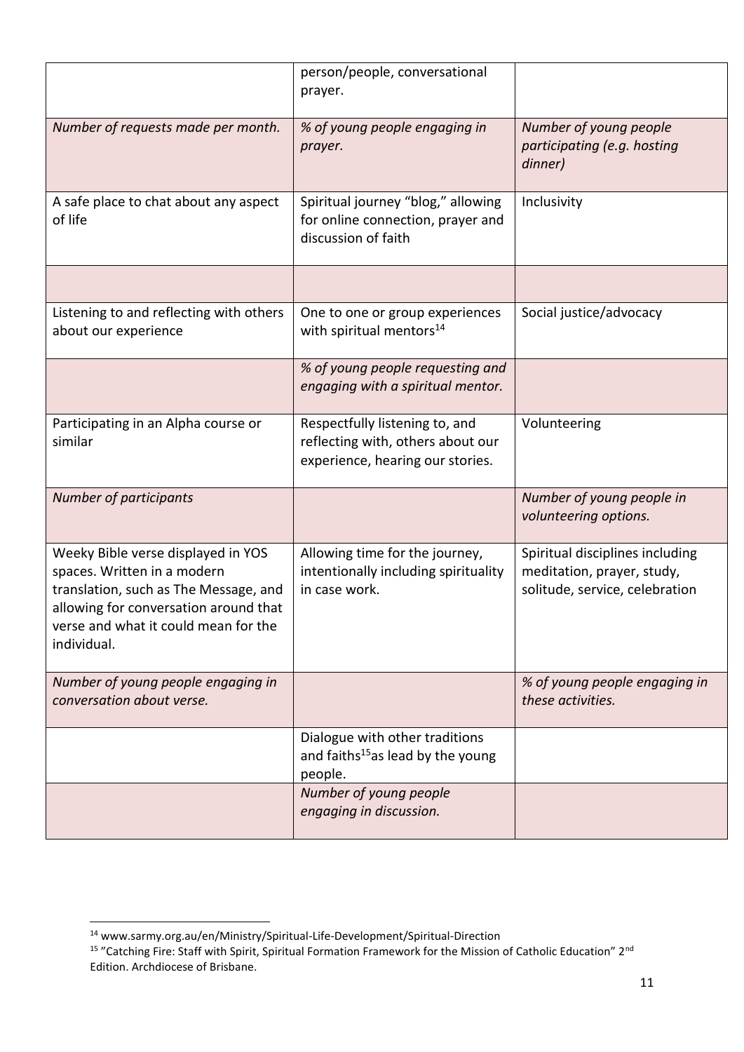| | person/people, conversational prayer. | |
|---|---|---|
| *Number of requests made per month.* | *% of young people engaging in prayer.* | *Number of young people participating (e.g. hosting dinner)* |
| A safe place to chat about any aspect of life | Spiritual journey "blog," allowing for online connection, prayer and discussion of faith | Inclusivity |
| | | |
| Listening to and reflecting with others about our experience | One to one or group experiences with spiritual mentors[14] | Social justice/advocacy |
| | *% of young people requesting and engaging with a spiritual mentor.* | |
| Participating in an Alpha course or similar | Respectfully listening to, and reflecting with, others about our experience, hearing our stories. | Volunteering |
| *Number of participants* | | *Number of young people in volunteering options.* |
| Weeky Bible verse displayed in YOS spaces. Written in a modern translation, such as The Message, and allowing for conversation around that verse and what it could mean for the individual. | Allowing time for the journey, intentionally including spirituality in case work. | Spiritual disciplines including meditation, prayer, study, solitude, service, celebration |
| *Number of young people engaging in conversation about verse.* | | *% of young people engaging in these activities.* |
| | Dialogue with other traditions and faiths[15]as lead by the young people. | |
| | *Number of young people engaging in discussion.* | |

[14] www.sarmy.org.au/en/Ministry/Spiritual-Life-Development/Spiritual-Direction

[15] "Catching Fire: Staff with Spirit, Spiritual Formation Framework for the Mission of Catholic Education" 2nd Edition. Archdiocese of Brisbane.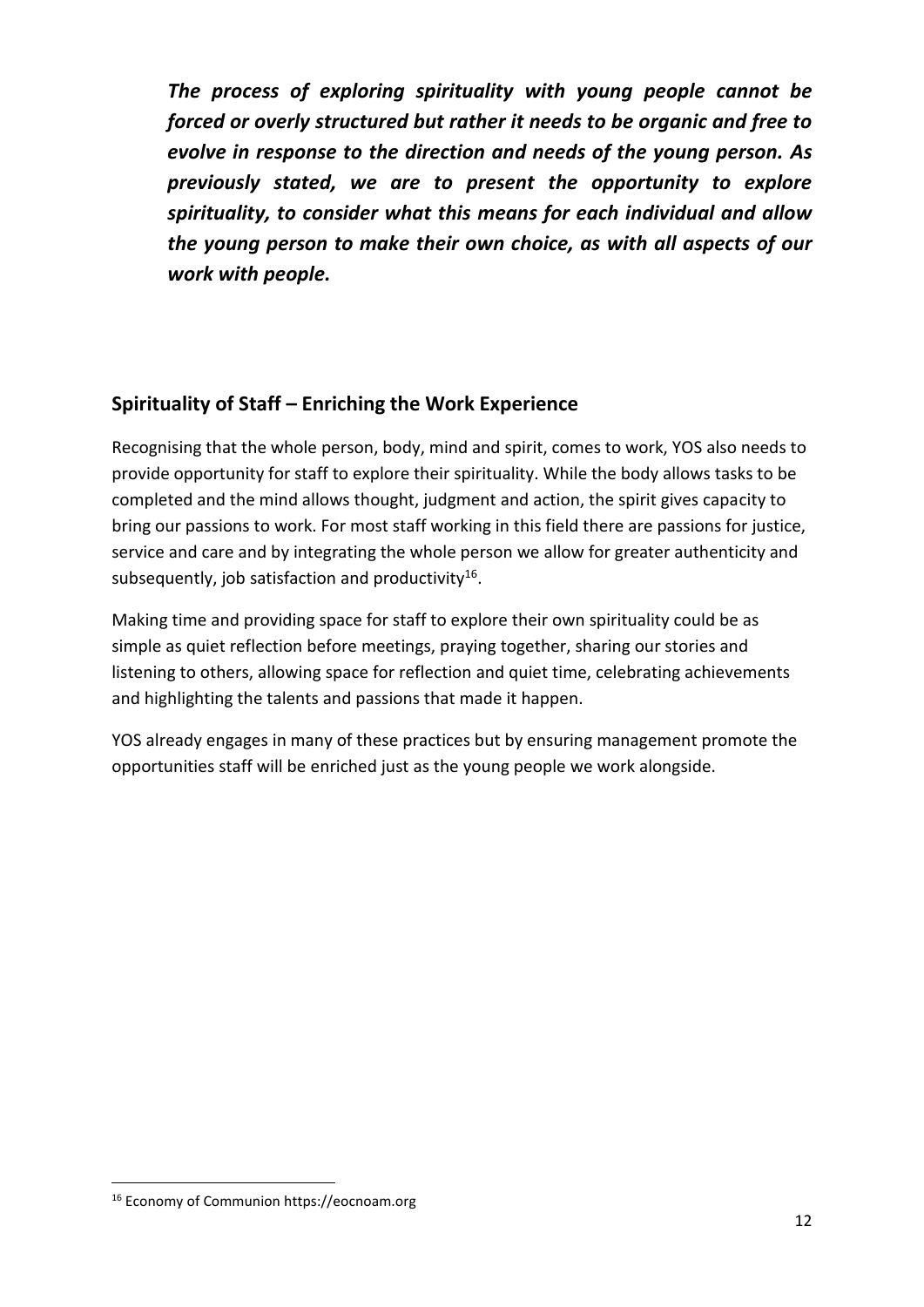***The process of exploring spirituality with young people cannot be forced or overly structured but rather it needs to be organic and free to evolve in response to the direction and needs of the young person. As previously stated, we are to present the opportunity to explore spirituality, to consider what this means for each individual and allow the young person to make their own choice, as with all aspects of our work with people.***

## Spirituality of Staff – Enriching the Work Experience

Recognising that the whole person, body, mind and spirit, comes to work, YOS also needs to provide opportunity for staff to explore their spirituality. While the body allows tasks to be completed and the mind allows thought, judgment and action, the spirit gives capacity to bring our passions to work. For most staff working in this field there are passions for justice, service and care and by integrating the whole person we allow for greater authenticity and subsequently, job satisfaction and productivity[16].

Making time and providing space for staff to explore their own spirituality could be as simple as quiet reflection before meetings, praying together, sharing our stories and listening to others, allowing space for reflection and quiet time, celebrating achievements and highlighting the talents and passions that made it happen.

YOS already engages in many of these practices but by ensuring management promote the opportunities staff will be enriched just as the young people we work alongside.

---

[16] Economy of Communion https://eocnoam.org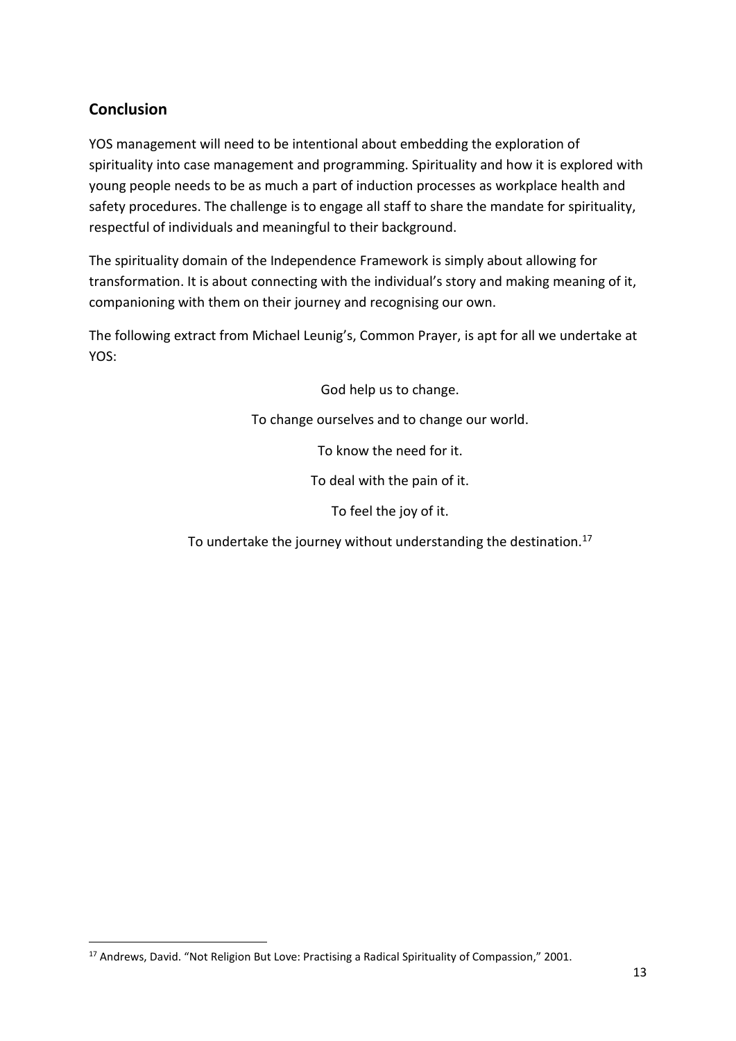## Conclusion

YOS management will need to be intentional about embedding the exploration of spirituality into case management and programming. Spirituality and how it is explored with young people needs to be as much a part of induction processes as workplace health and safety procedures. The challenge is to engage all staff to share the mandate for spirituality, respectful of individuals and meaningful to their background.

The spirituality domain of the Independence Framework is simply about allowing for transformation. It is about connecting with the individual's story and making meaning of it, companioning with them on their journey and recognising our own.

The following extract from Michael Leunig's, Common Prayer, is apt for all we undertake at YOS:

God help us to change.

To change ourselves and to change our world.

To know the need for it.

To deal with the pain of it.

To feel the joy of it.

To undertake the journey without understanding the destination.[17]

---

[17] Andrews, David. "Not Religion But Love: Practising a Radical Spirituality of Compassion," 2001.